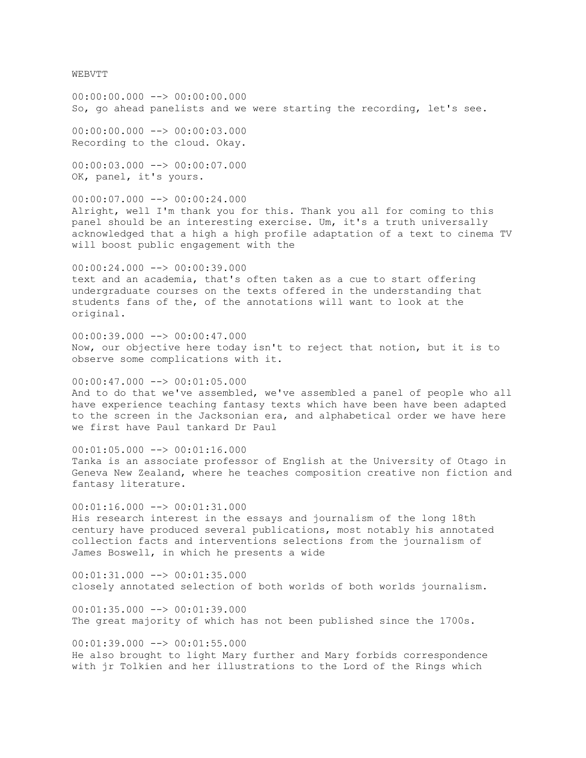WEBVTT

00:00:00.000 --> 00:00:00.000
So, go ahead panelists and we were starting the recording, let's see.

00:00:00.000 --> 00:00:03.000
Recording to the cloud. Okay.

00:00:03.000 --> 00:00:07.000
OK, panel, it's yours.

00:00:07.000 --> 00:00:24.000
Alright, well I'm thank you for this. Thank you all for coming to this panel should be an interesting exercise. Um, it's a truth universally acknowledged that a high a high profile adaptation of a text to cinema TV will boost public engagement with the

00:00:24.000 --> 00:00:39.000
text and an academia, that's often taken as a cue to start offering undergraduate courses on the texts offered in the understanding that students fans of the, of the annotations will want to look at the original.

00:00:39.000 --> 00:00:47.000
Now, our objective here today isn't to reject that notion, but it is to observe some complications with it.

00:00:47.000 --> 00:01:05.000
And to do that we've assembled, we've assembled a panel of people who all have experience teaching fantasy texts which have been have been adapted to the screen in the Jacksonian era, and alphabetical order we have here we first have Paul tankard Dr Paul

00:01:05.000 --> 00:01:16.000
Tanka is an associate professor of English at the University of Otago in Geneva New Zealand, where he teaches composition creative non fiction and fantasy literature.

00:01:16.000 --> 00:01:31.000
His research interest in the essays and journalism of the long 18th century have produced several publications, most notably his annotated collection facts and interventions selections from the journalism of James Boswell, in which he presents a wide

00:01:31.000 --> 00:01:35.000
closely annotated selection of both worlds of both worlds journalism.

00:01:35.000 --> 00:01:39.000
The great majority of which has not been published since the 1700s.

00:01:39.000 --> 00:01:55.000
He also brought to light Mary further and Mary forbids correspondence with jr Tolkien and her illustrations to the Lord of the Rings which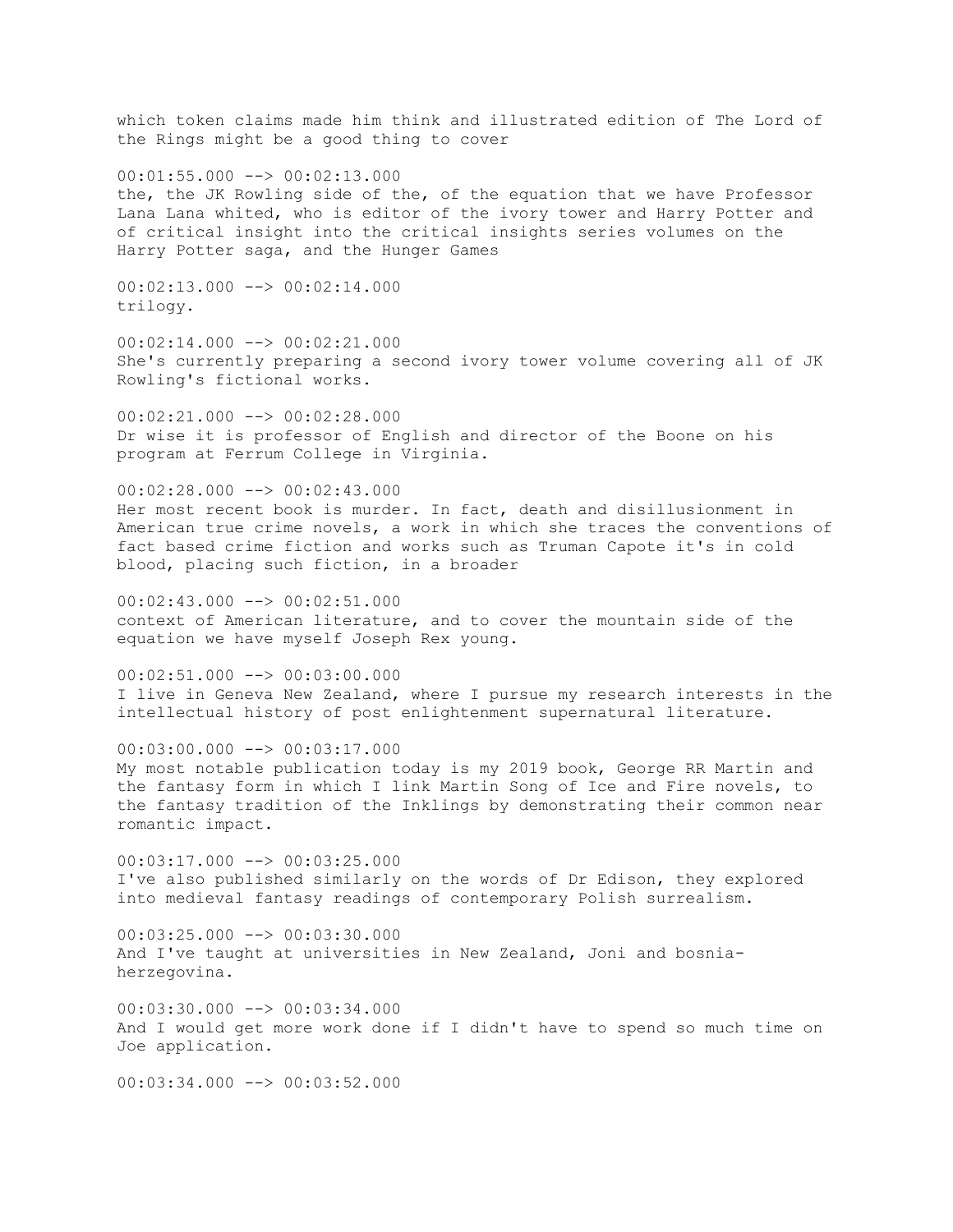which token claims made him think and illustrated edition of The Lord of the Rings might be a good thing to cover

00:01:55.000 --> 00:02:13.000
the, the JK Rowling side of the, of the equation that we have Professor Lana Lana whited, who is editor of the ivory tower and Harry Potter and of critical insight into the critical insights series volumes on the Harry Potter saga, and the Hunger Games

00:02:13.000 --> 00:02:14.000
trilogy.

00:02:14.000 --> 00:02:21.000
She's currently preparing a second ivory tower volume covering all of JK Rowling's fictional works.

00:02:21.000 --> 00:02:28.000
Dr wise it is professor of English and director of the Boone on his program at Ferrum College in Virginia.

00:02:28.000 --> 00:02:43.000
Her most recent book is murder. In fact, death and disillusionment in American true crime novels, a work in which she traces the conventions of fact based crime fiction and works such as Truman Capote it's in cold blood, placing such fiction, in a broader

00:02:43.000 --> 00:02:51.000
context of American literature, and to cover the mountain side of the equation we have myself Joseph Rex young.

00:02:51.000 --> 00:03:00.000
I live in Geneva New Zealand, where I pursue my research interests in the intellectual history of post enlightenment supernatural literature.

00:03:00.000 --> 00:03:17.000
My most notable publication today is my 2019 book, George RR Martin and the fantasy form in which I link Martin Song of Ice and Fire novels, to the fantasy tradition of the Inklings by demonstrating their common near romantic impact.

00:03:17.000 --> 00:03:25.000
I've also published similarly on the words of Dr Edison, they explored into medieval fantasy readings of contemporary Polish surrealism.

00:03:25.000 --> 00:03:30.000
And I've taught at universities in New Zealand, Joni and bosnia-herzegovina.

00:03:30.000 --> 00:03:34.000
And I would get more work done if I didn't have to spend so much time on Joe application.

00:03:34.000 --> 00:03:52.000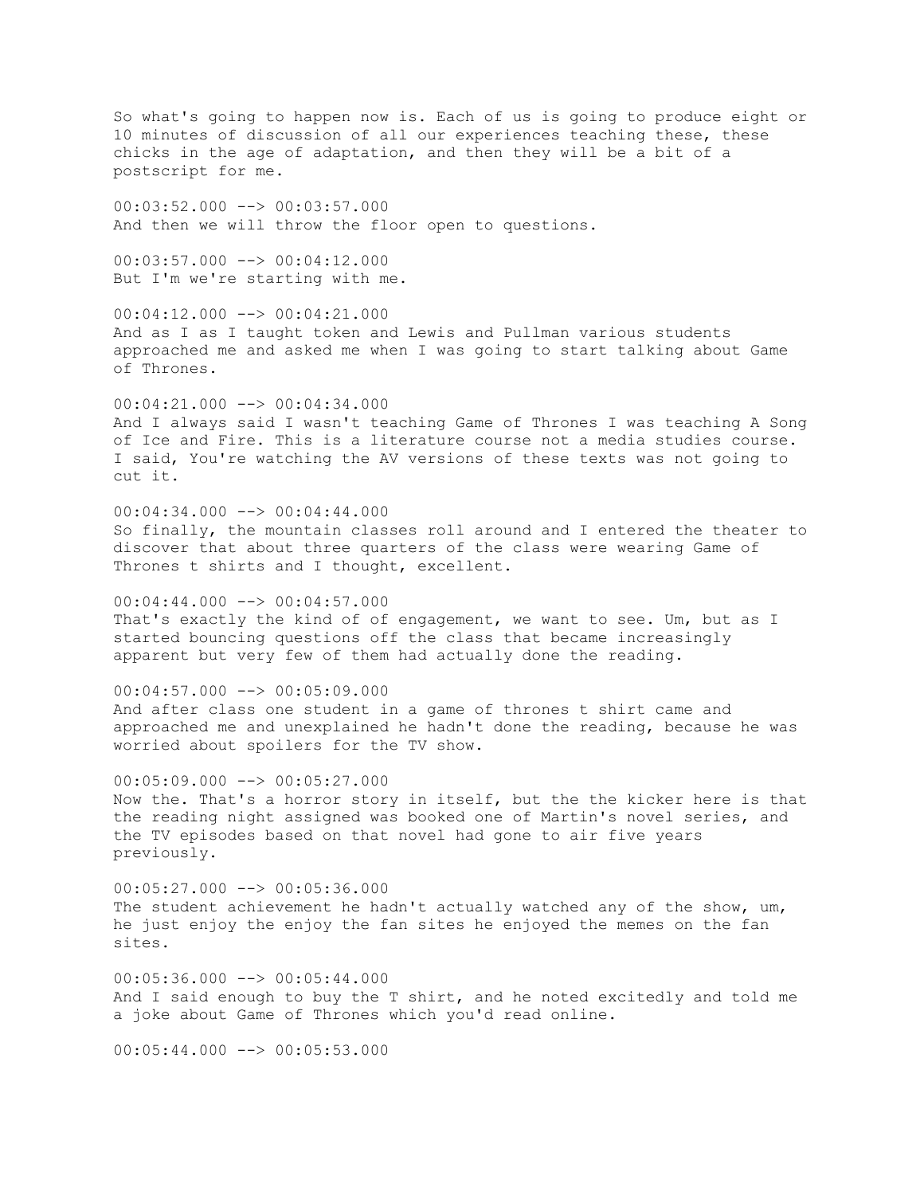So what's going to happen now is. Each of us is going to produce eight or 10 minutes of discussion of all our experiences teaching these, these chicks in the age of adaptation, and then they will be a bit of a postscript for me.

00:03:52.000 --> 00:03:57.000
And then we will throw the floor open to questions.

00:03:57.000 --> 00:04:12.000
But I'm we're starting with me.

00:04:12.000 --> 00:04:21.000
And as I as I taught token and Lewis and Pullman various students approached me and asked me when I was going to start talking about Game of Thrones.

00:04:21.000 --> 00:04:34.000
And I always said I wasn't teaching Game of Thrones I was teaching A Song of Ice and Fire. This is a literature course not a media studies course. I said, You're watching the AV versions of these texts was not going to cut it.

00:04:34.000 --> 00:04:44.000
So finally, the mountain classes roll around and I entered the theater to discover that about three quarters of the class were wearing Game of Thrones t shirts and I thought, excellent.

00:04:44.000 --> 00:04:57.000
That's exactly the kind of of engagement, we want to see. Um, but as I started bouncing questions off the class that became increasingly apparent but very few of them had actually done the reading.

00:04:57.000 --> 00:05:09.000
And after class one student in a game of thrones t shirt came and approached me and unexplained he hadn't done the reading, because he was worried about spoilers for the TV show.

00:05:09.000 --> 00:05:27.000
Now the. That's a horror story in itself, but the the kicker here is that the reading night assigned was booked one of Martin's novel series, and the TV episodes based on that novel had gone to air five years previously.

00:05:27.000 --> 00:05:36.000
The student achievement he hadn't actually watched any of the show, um, he just enjoy the enjoy the fan sites he enjoyed the memes on the fan sites.

00:05:36.000 --> 00:05:44.000
And I said enough to buy the T shirt, and he noted excitedly and told me a joke about Game of Thrones which you'd read online.

00:05:44.000 --> 00:05:53.000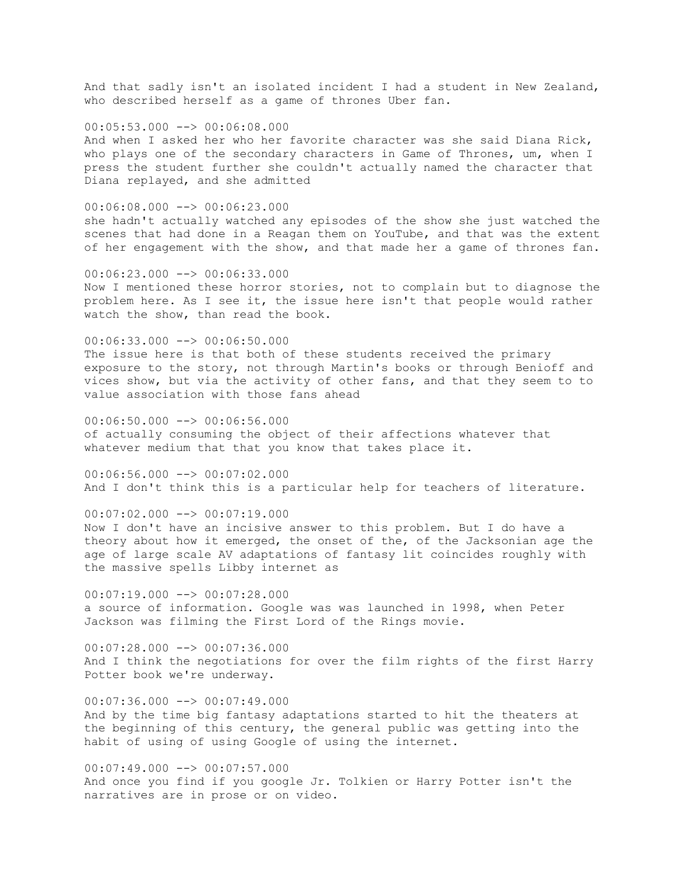And that sadly isn't an isolated incident I had a student in New Zealand, who described herself as a game of thrones Uber fan.

00:05:53.000 --> 00:06:08.000
And when I asked her who her favorite character was she said Diana Rick, who plays one of the secondary characters in Game of Thrones, um, when I press the student further she couldn't actually named the character that Diana replayed, and she admitted

00:06:08.000 --> 00:06:23.000
she hadn't actually watched any episodes of the show she just watched the scenes that had done in a Reagan them on YouTube, and that was the extent of her engagement with the show, and that made her a game of thrones fan.

00:06:23.000 --> 00:06:33.000
Now I mentioned these horror stories, not to complain but to diagnose the problem here. As I see it, the issue here isn't that people would rather watch the show, than read the book.

00:06:33.000 --> 00:06:50.000
The issue here is that both of these students received the primary exposure to the story, not through Martin's books or through Benioff and vices show, but via the activity of other fans, and that they seem to to value association with those fans ahead

00:06:50.000 --> 00:06:56.000
of actually consuming the object of their affections whatever that whatever medium that that you know that takes place it.

00:06:56.000 --> 00:07:02.000
And I don't think this is a particular help for teachers of literature.

00:07:02.000 --> 00:07:19.000
Now I don't have an incisive answer to this problem. But I do have a theory about how it emerged, the onset of the, of the Jacksonian age the age of large scale AV adaptations of fantasy lit coincides roughly with the massive spells Libby internet as

00:07:19.000 --> 00:07:28.000
a source of information. Google was was launched in 1998, when Peter Jackson was filming the First Lord of the Rings movie.

00:07:28.000 --> 00:07:36.000
And I think the negotiations for over the film rights of the first Harry Potter book we're underway.

00:07:36.000 --> 00:07:49.000
And by the time big fantasy adaptations started to hit the theaters at the beginning of this century, the general public was getting into the habit of using of using Google of using the internet.

00:07:49.000 --> 00:07:57.000
And once you find if you google Jr. Tolkien or Harry Potter isn't the narratives are in prose or on video.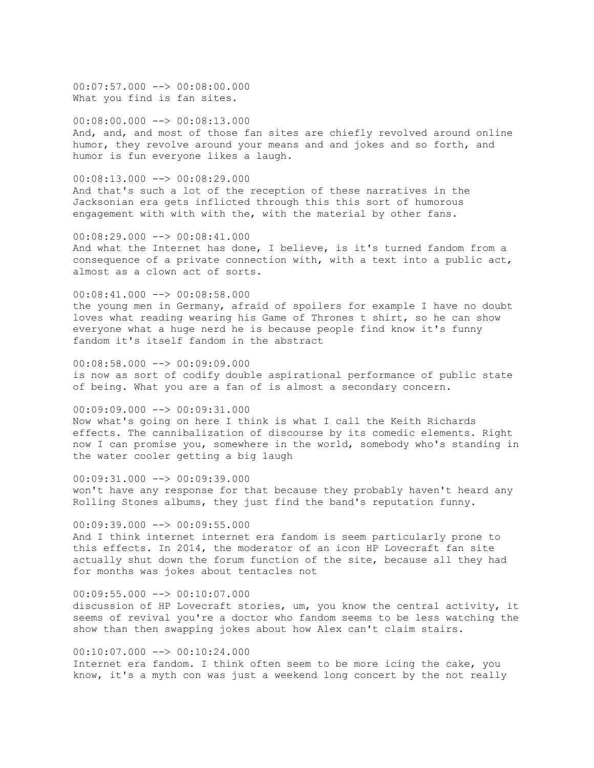00:07:57.000 --> 00:08:00.000
What you find is fan sites.

00:08:00.000 --> 00:08:13.000
And, and, and most of those fan sites are chiefly revolved around online humor, they revolve around your means and and jokes and so forth, and humor is fun everyone likes a laugh.

00:08:13.000 --> 00:08:29.000
And that's such a lot of the reception of these narratives in the Jacksonian era gets inflicted through this this sort of humorous engagement with with with the, with the material by other fans.

00:08:29.000 --> 00:08:41.000
And what the Internet has done, I believe, is it's turned fandom from a consequence of a private connection with, with a text into a public act, almost as a clown act of sorts.

00:08:41.000 --> 00:08:58.000
the young men in Germany, afraid of spoilers for example I have no doubt loves what reading wearing his Game of Thrones t shirt, so he can show everyone what a huge nerd he is because people find know it's funny fandom it's itself fandom in the abstract

00:08:58.000 --> 00:09:09.000
is now as sort of codify double aspirational performance of public state of being. What you are a fan of is almost a secondary concern.

00:09:09.000 --> 00:09:31.000
Now what's going on here I think is what I call the Keith Richards effects. The cannibalization of discourse by its comedic elements. Right now I can promise you, somewhere in the world, somebody who's standing in the water cooler getting a big laugh

00:09:31.000 --> 00:09:39.000
won't have any response for that because they probably haven't heard any Rolling Stones albums, they just find the band's reputation funny.

00:09:39.000 --> 00:09:55.000
And I think internet internet era fandom is seem particularly prone to this effects. In 2014, the moderator of an icon HP Lovecraft fan site actually shut down the forum function of the site, because all they had for months was jokes about tentacles not

00:09:55.000 --> 00:10:07.000
discussion of HP Lovecraft stories, um, you know the central activity, it seems of revival you're a doctor who fandom seems to be less watching the show than then swapping jokes about how Alex can't claim stairs.

00:10:07.000 --> 00:10:24.000
Internet era fandom. I think often seem to be more icing the cake, you know, it's a myth con was just a weekend long concert by the not really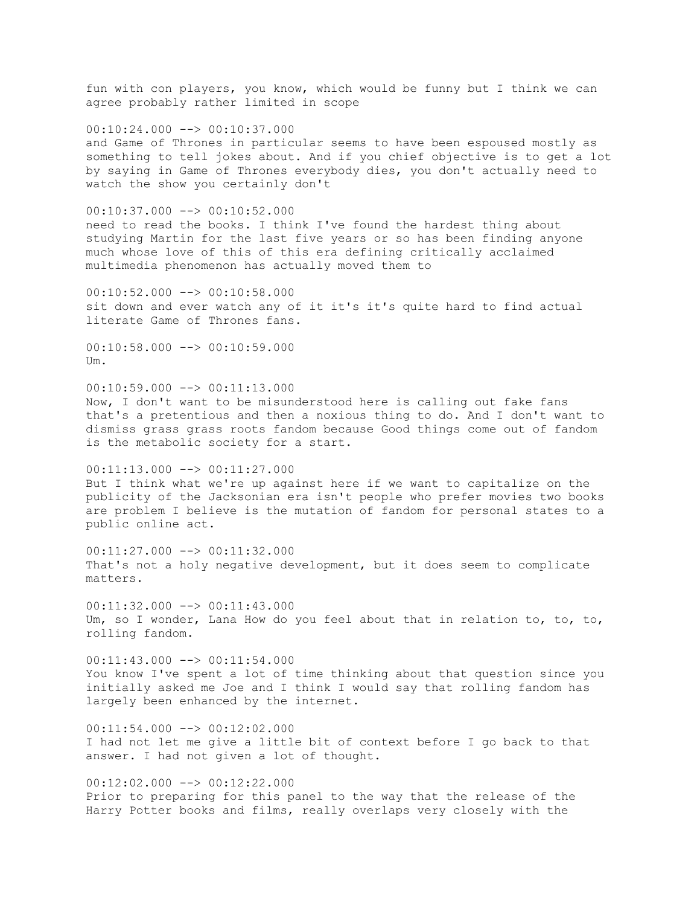fun with con players, you know, which would be funny but I think we can agree probably rather limited in scope

00:10:24.000 --> 00:10:37.000
and Game of Thrones in particular seems to have been espoused mostly as something to tell jokes about. And if you chief objective is to get a lot by saying in Game of Thrones everybody dies, you don't actually need to watch the show you certainly don't

00:10:37.000 --> 00:10:52.000
need to read the books. I think I've found the hardest thing about studying Martin for the last five years or so has been finding anyone much whose love of this of this era defining critically acclaimed multimedia phenomenon has actually moved them to

00:10:52.000 --> 00:10:58.000
sit down and ever watch any of it it's it's quite hard to find actual literate Game of Thrones fans.

00:10:58.000 --> 00:10:59.000
Um.

00:10:59.000 --> 00:11:13.000
Now, I don't want to be misunderstood here is calling out fake fans that's a pretentious and then a noxious thing to do. And I don't want to dismiss grass grass roots fandom because Good things come out of fandom is the metabolic society for a start.

00:11:13.000 --> 00:11:27.000
But I think what we're up against here if we want to capitalize on the publicity of the Jacksonian era isn't people who prefer movies two books are problem I believe is the mutation of fandom for personal states to a public online act.

00:11:27.000 --> 00:11:32.000
That's not a holy negative development, but it does seem to complicate matters.

00:11:32.000 --> 00:11:43.000
Um, so I wonder, Lana How do you feel about that in relation to, to, to, rolling fandom.

00:11:43.000 --> 00:11:54.000
You know I've spent a lot of time thinking about that question since you initially asked me Joe and I think I would say that rolling fandom has largely been enhanced by the internet.

00:11:54.000 --> 00:12:02.000
I had not let me give a little bit of context before I go back to that answer. I had not given a lot of thought.

00:12:02.000 --> 00:12:22.000
Prior to preparing for this panel to the way that the release of the Harry Potter books and films, really overlaps very closely with the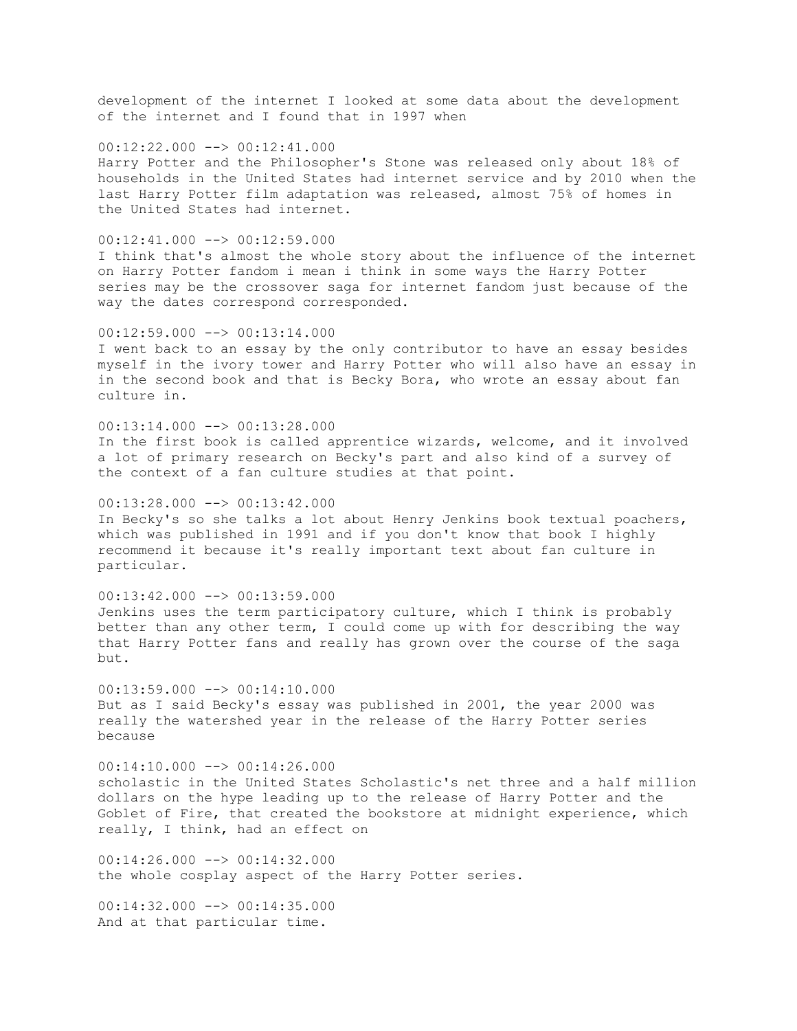development of the internet I looked at some data about the development of the internet and I found that in 1997 when

00:12:22.000 --> 00:12:41.000
Harry Potter and the Philosopher's Stone was released only about 18% of households in the United States had internet service and by 2010 when the last Harry Potter film adaptation was released, almost 75% of homes in the United States had internet.

00:12:41.000 --> 00:12:59.000
I think that's almost the whole story about the influence of the internet on Harry Potter fandom i mean i think in some ways the Harry Potter series may be the crossover saga for internet fandom just because of the way the dates correspond corresponded.

00:12:59.000 --> 00:13:14.000
I went back to an essay by the only contributor to have an essay besides myself in the ivory tower and Harry Potter who will also have an essay in in the second book and that is Becky Bora, who wrote an essay about fan culture in.

00:13:14.000 --> 00:13:28.000
In the first book is called apprentice wizards, welcome, and it involved a lot of primary research on Becky's part and also kind of a survey of the context of a fan culture studies at that point.

00:13:28.000 --> 00:13:42.000
In Becky's so she talks a lot about Henry Jenkins book textual poachers, which was published in 1991 and if you don't know that book I highly recommend it because it's really important text about fan culture in particular.

00:13:42.000 --> 00:13:59.000
Jenkins uses the term participatory culture, which I think is probably better than any other term, I could come up with for describing the way that Harry Potter fans and really has grown over the course of the saga but.

00:13:59.000 --> 00:14:10.000
But as I said Becky's essay was published in 2001, the year 2000 was really the watershed year in the release of the Harry Potter series because

00:14:10.000 --> 00:14:26.000
scholastic in the United States Scholastic's net three and a half million dollars on the hype leading up to the release of Harry Potter and the Goblet of Fire, that created the bookstore at midnight experience, which really, I think, had an effect on

00:14:26.000 --> 00:14:32.000
the whole cosplay aspect of the Harry Potter series.

00:14:32.000 --> 00:14:35.000
And at that particular time.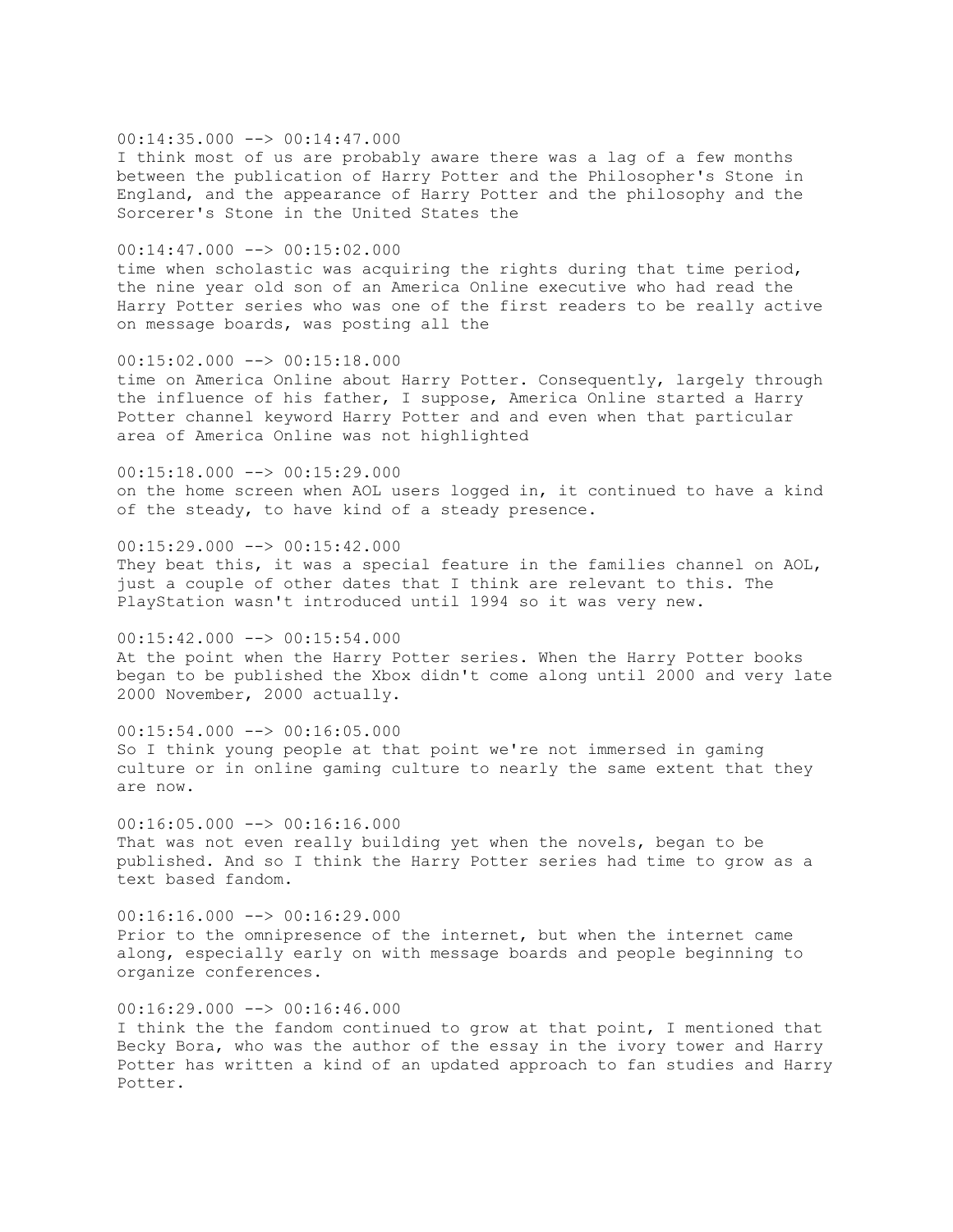00:14:35.000 --> 00:14:47.000
I think most of us are probably aware there was a lag of a few months between the publication of Harry Potter and the Philosopher's Stone in England, and the appearance of Harry Potter and the philosophy and the Sorcerer's Stone in the United States the

00:14:47.000 --> 00:15:02.000
time when scholastic was acquiring the rights during that time period, the nine year old son of an America Online executive who had read the Harry Potter series who was one of the first readers to be really active on message boards, was posting all the

00:15:02.000 --> 00:15:18.000
time on America Online about Harry Potter. Consequently, largely through the influence of his father, I suppose, America Online started a Harry Potter channel keyword Harry Potter and and even when that particular area of America Online was not highlighted

00:15:18.000 --> 00:15:29.000
on the home screen when AOL users logged in, it continued to have a kind of the steady, to have kind of a steady presence.

00:15:29.000 --> 00:15:42.000
They beat this, it was a special feature in the families channel on AOL, just a couple of other dates that I think are relevant to this. The PlayStation wasn't introduced until 1994 so it was very new.

00:15:42.000 --> 00:15:54.000
At the point when the Harry Potter series. When the Harry Potter books began to be published the Xbox didn't come along until 2000 and very late 2000 November, 2000 actually.

00:15:54.000 --> 00:16:05.000
So I think young people at that point we're not immersed in gaming culture or in online gaming culture to nearly the same extent that they are now.

00:16:05.000 --> 00:16:16.000
That was not even really building yet when the novels, began to be published. And so I think the Harry Potter series had time to grow as a text based fandom.

00:16:16.000 --> 00:16:29.000
Prior to the omnipresence of the internet, but when the internet came along, especially early on with message boards and people beginning to organize conferences.

00:16:29.000 --> 00:16:46.000
I think the the fandom continued to grow at that point, I mentioned that Becky Bora, who was the author of the essay in the ivory tower and Harry Potter has written a kind of an updated approach to fan studies and Harry Potter.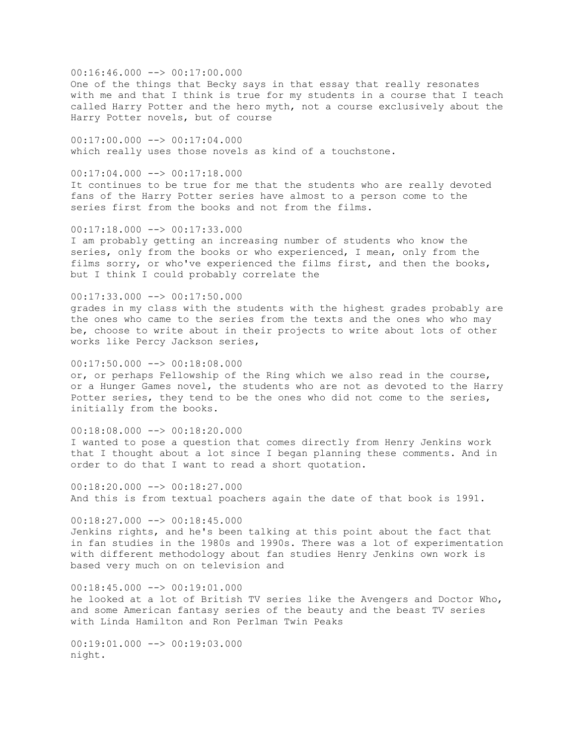00:16:46.000 --> 00:17:00.000
One of the things that Becky says in that essay that really resonates with me and that I think is true for my students in a course that I teach called Harry Potter and the hero myth, not a course exclusively about the Harry Potter novels, but of course

00:17:00.000 --> 00:17:04.000
which really uses those novels as kind of a touchstone.

00:17:04.000 --> 00:17:18.000
It continues to be true for me that the students who are really devoted fans of the Harry Potter series have almost to a person come to the series first from the books and not from the films.

00:17:18.000 --> 00:17:33.000
I am probably getting an increasing number of students who know the series, only from the books or who experienced, I mean, only from the films sorry, or who've experienced the films first, and then the books, but I think I could probably correlate the

00:17:33.000 --> 00:17:50.000
grades in my class with the students with the highest grades probably are the ones who came to the series from the texts and the ones who who may be, choose to write about in their projects to write about lots of other works like Percy Jackson series,

00:17:50.000 --> 00:18:08.000
or, or perhaps Fellowship of the Ring which we also read in the course, or a Hunger Games novel, the students who are not as devoted to the Harry Potter series, they tend to be the ones who did not come to the series, initially from the books.

00:18:08.000 --> 00:18:20.000
I wanted to pose a question that comes directly from Henry Jenkins work that I thought about a lot since I began planning these comments. And in order to do that I want to read a short quotation.

00:18:20.000 --> 00:18:27.000
And this is from textual poachers again the date of that book is 1991.

00:18:27.000 --> 00:18:45.000
Jenkins rights, and he's been talking at this point about the fact that in fan studies in the 1980s and 1990s. There was a lot of experimentation with different methodology about fan studies Henry Jenkins own work is based very much on on television and

00:18:45.000 --> 00:19:01.000
he looked at a lot of British TV series like the Avengers and Doctor Who, and some American fantasy series of the beauty and the beast TV series with Linda Hamilton and Ron Perlman Twin Peaks

00:19:01.000 --> 00:19:03.000
night.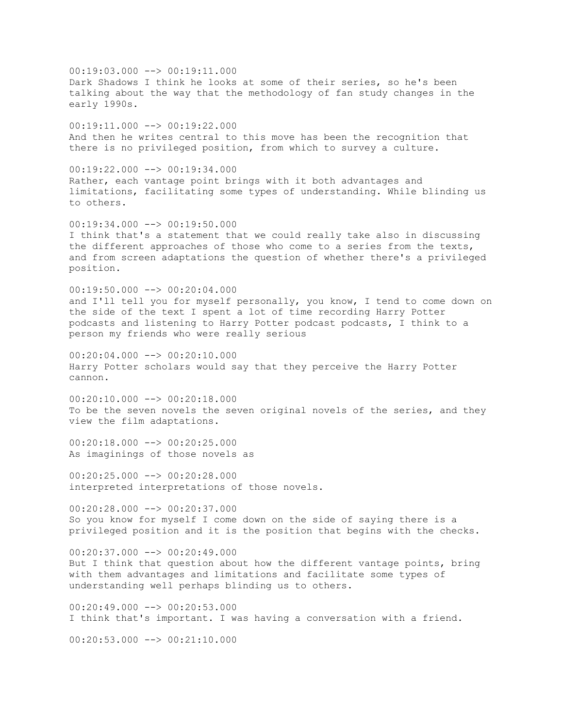00:19:03.000 --> 00:19:11.000
Dark Shadows I think he looks at some of their series, so he's been talking about the way that the methodology of fan study changes in the early 1990s.

00:19:11.000 --> 00:19:22.000
And then he writes central to this move has been the recognition that there is no privileged position, from which to survey a culture.

00:19:22.000 --> 00:19:34.000
Rather, each vantage point brings with it both advantages and limitations, facilitating some types of understanding. While blinding us to others.

00:19:34.000 --> 00:19:50.000
I think that's a statement that we could really take also in discussing the different approaches of those who come to a series from the texts, and from screen adaptations the question of whether there's a privileged position.

00:19:50.000 --> 00:20:04.000
and I'll tell you for myself personally, you know, I tend to come down on the side of the text I spent a lot of time recording Harry Potter podcasts and listening to Harry Potter podcast podcasts, I think to a person my friends who were really serious

00:20:04.000 --> 00:20:10.000
Harry Potter scholars would say that they perceive the Harry Potter cannon.

00:20:10.000 --> 00:20:18.000
To be the seven novels the seven original novels of the series, and they view the film adaptations.

00:20:18.000 --> 00:20:25.000
As imaginings of those novels as

00:20:25.000 --> 00:20:28.000
interpreted interpretations of those novels.

00:20:28.000 --> 00:20:37.000
So you know for myself I come down on the side of saying there is a privileged position and it is the position that begins with the checks.

00:20:37.000 --> 00:20:49.000
But I think that question about how the different vantage points, bring with them advantages and limitations and facilitate some types of understanding well perhaps blinding us to others.

00:20:49.000 --> 00:20:53.000
I think that's important. I was having a conversation with a friend.

00:20:53.000 --> 00:21:10.000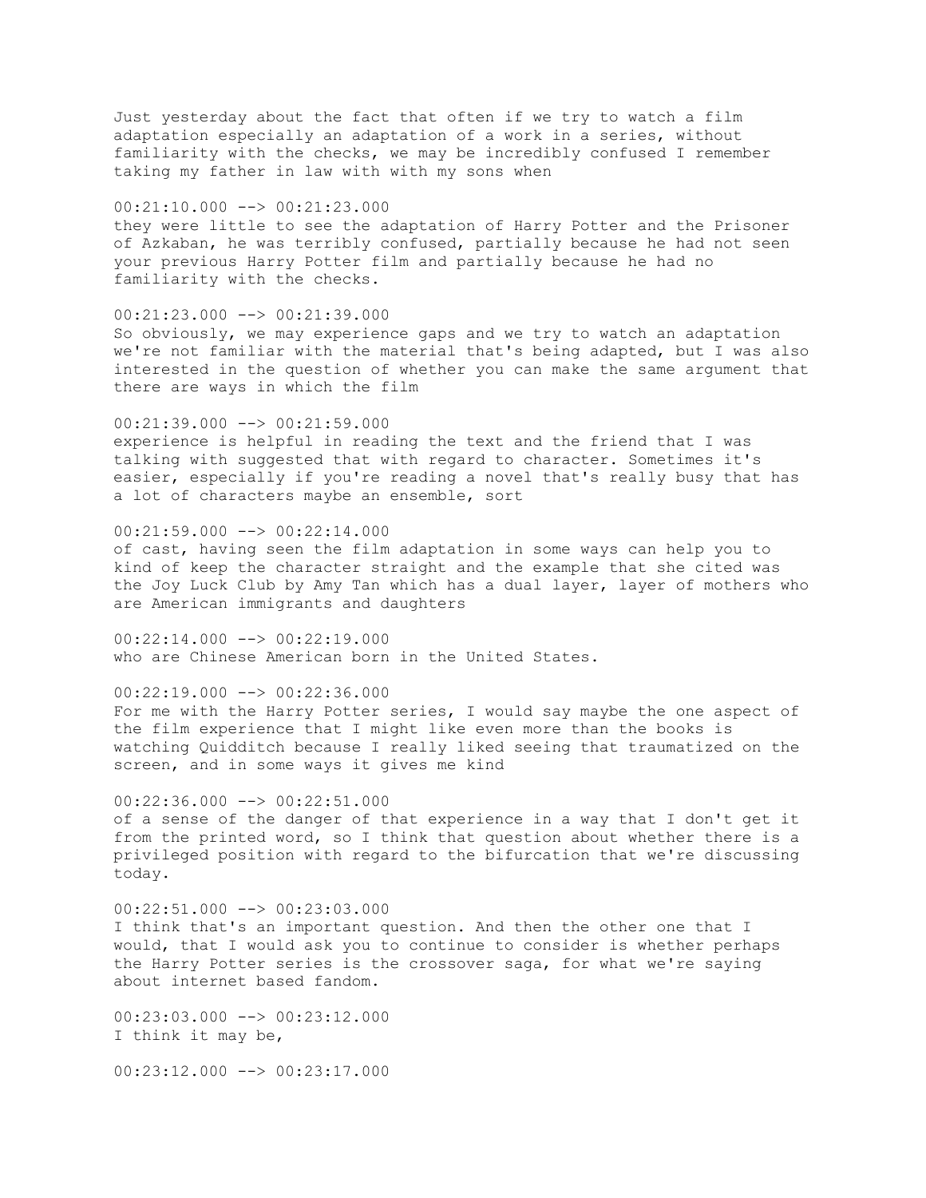Just yesterday about the fact that often if we try to watch a film adaptation especially an adaptation of a work in a series, without familiarity with the checks, we may be incredibly confused I remember taking my father in law with with my sons when

00:21:10.000 --> 00:21:23.000
they were little to see the adaptation of Harry Potter and the Prisoner of Azkaban, he was terribly confused, partially because he had not seen your previous Harry Potter film and partially because he had no familiarity with the checks.

00:21:23.000 --> 00:21:39.000
So obviously, we may experience gaps and we try to watch an adaptation we're not familiar with the material that's being adapted, but I was also interested in the question of whether you can make the same argument that there are ways in which the film

00:21:39.000 --> 00:21:59.000
experience is helpful in reading the text and the friend that I was talking with suggested that with regard to character. Sometimes it's easier, especially if you're reading a novel that's really busy that has a lot of characters maybe an ensemble, sort

00:21:59.000 --> 00:22:14.000
of cast, having seen the film adaptation in some ways can help you to kind of keep the character straight and the example that she cited was the Joy Luck Club by Amy Tan which has a dual layer, layer of mothers who are American immigrants and daughters

00:22:14.000 --> 00:22:19.000
who are Chinese American born in the United States.

00:22:19.000 --> 00:22:36.000
For me with the Harry Potter series, I would say maybe the one aspect of the film experience that I might like even more than the books is watching Quidditch because I really liked seeing that traumatized on the screen, and in some ways it gives me kind

00:22:36.000 --> 00:22:51.000
of a sense of the danger of that experience in a way that I don't get it from the printed word, so I think that question about whether there is a privileged position with regard to the bifurcation that we're discussing today.

00:22:51.000 --> 00:23:03.000
I think that's an important question. And then the other one that I would, that I would ask you to continue to consider is whether perhaps the Harry Potter series is the crossover saga, for what we're saying about internet based fandom.

00:23:03.000 --> 00:23:12.000
I think it may be,

00:23:12.000 --> 00:23:17.000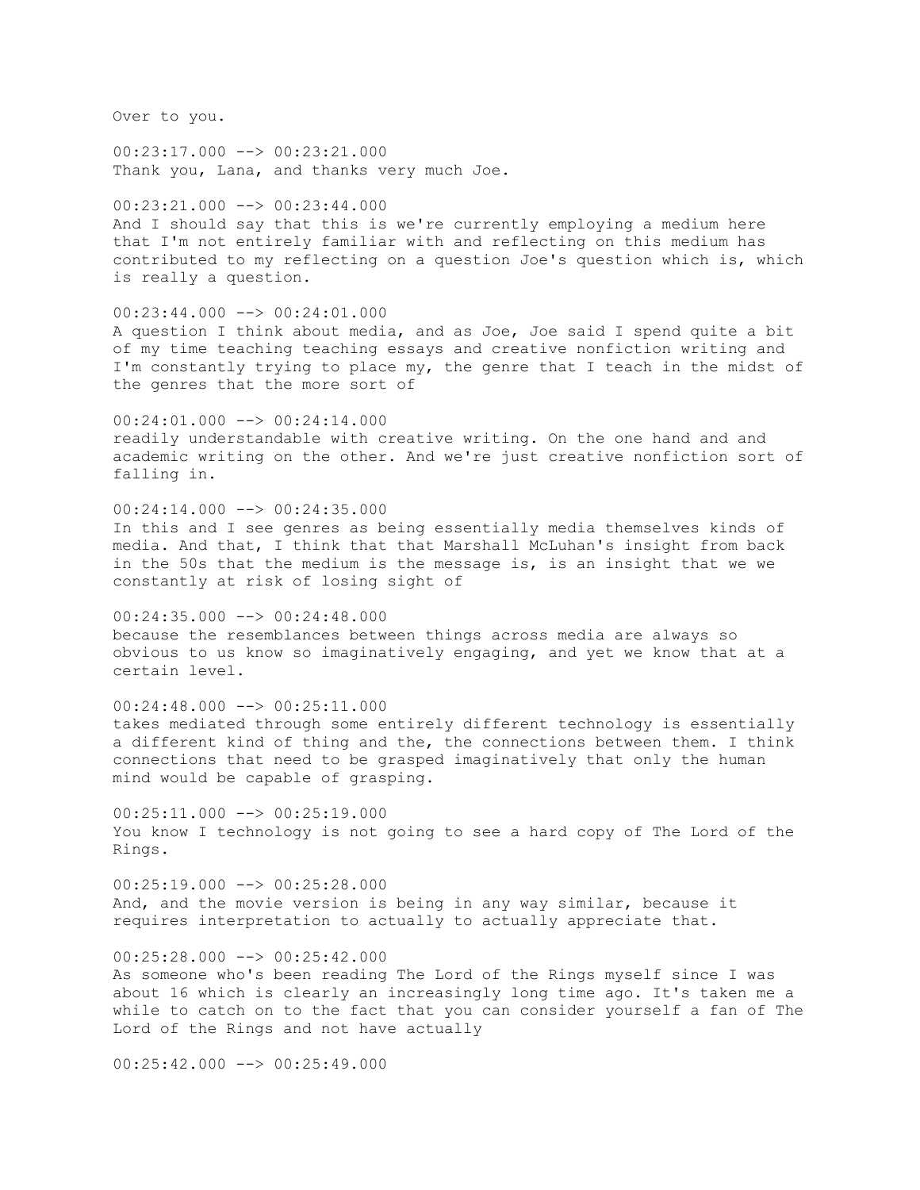Over to you.

00:23:17.000 --> 00:23:21.000
Thank you, Lana, and thanks very much Joe.

00:23:21.000 --> 00:23:44.000
And I should say that this is we're currently employing a medium here that I'm not entirely familiar with and reflecting on this medium has contributed to my reflecting on a question Joe's question which is, which is really a question.

00:23:44.000 --> 00:24:01.000
A question I think about media, and as Joe, Joe said I spend quite a bit of my time teaching teaching essays and creative nonfiction writing and I'm constantly trying to place my, the genre that I teach in the midst of the genres that the more sort of

00:24:01.000 --> 00:24:14.000
readily understandable with creative writing. On the one hand and and academic writing on the other. And we're just creative nonfiction sort of falling in.

00:24:14.000 --> 00:24:35.000
In this and I see genres as being essentially media themselves kinds of media. And that, I think that that Marshall McLuhan's insight from back in the 50s that the medium is the message is, is an insight that we we constantly at risk of losing sight of

00:24:35.000 --> 00:24:48.000
because the resemblances between things across media are always so obvious to us know so imaginatively engaging, and yet we know that at a certain level.

00:24:48.000 --> 00:25:11.000
takes mediated through some entirely different technology is essentially a different kind of thing and the, the connections between them. I think connections that need to be grasped imaginatively that only the human mind would be capable of grasping.

00:25:11.000 --> 00:25:19.000
You know I technology is not going to see a hard copy of The Lord of the Rings.

00:25:19.000 --> 00:25:28.000
And, and the movie version is being in any way similar, because it requires interpretation to actually to actually appreciate that.

00:25:28.000 --> 00:25:42.000
As someone who's been reading The Lord of the Rings myself since I was about 16 which is clearly an increasingly long time ago. It's taken me a while to catch on to the fact that you can consider yourself a fan of The Lord of the Rings and not have actually

00:25:42.000 --> 00:25:49.000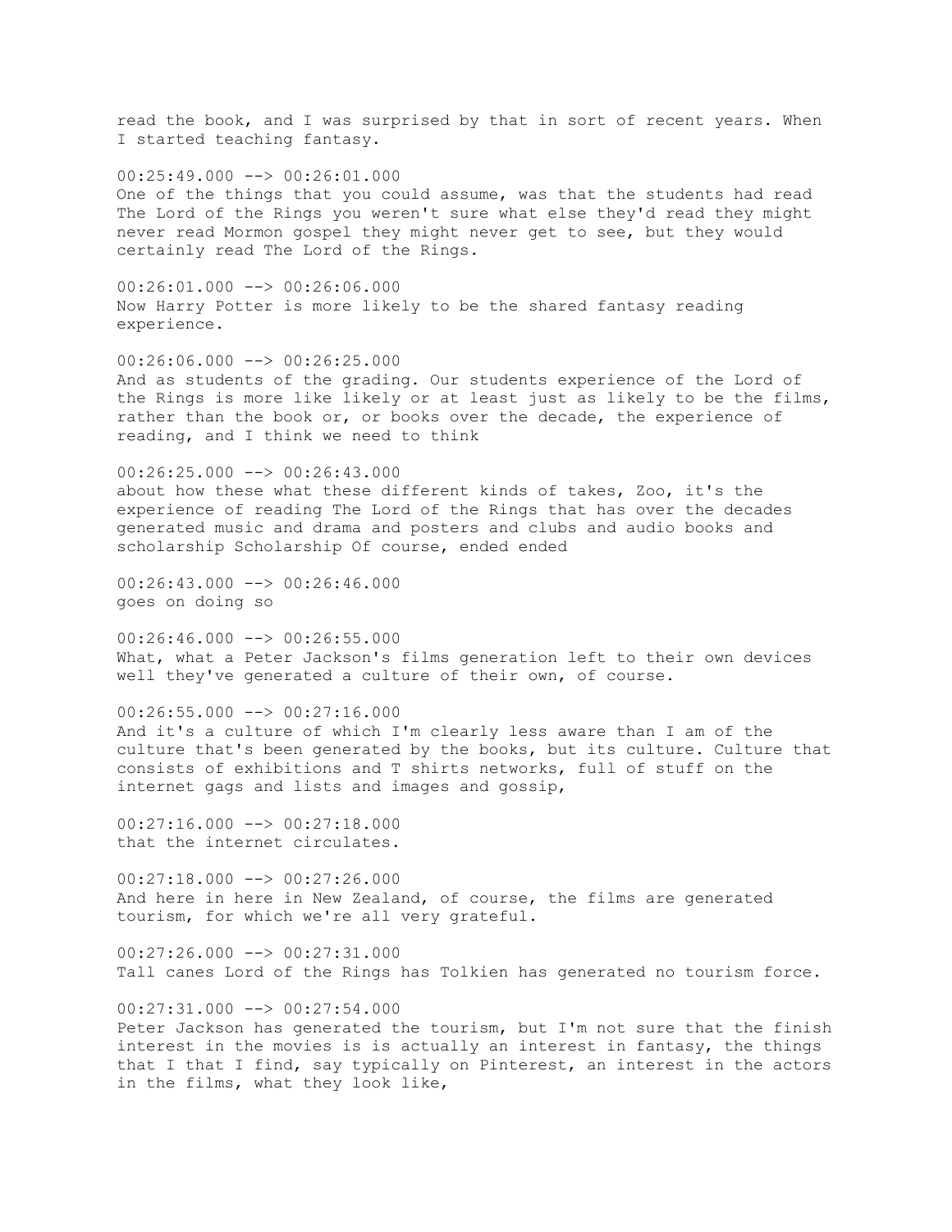read the book, and I was surprised by that in sort of recent years. When I started teaching fantasy.

00:25:49.000 --> 00:26:01.000
One of the things that you could assume, was that the students had read The Lord of the Rings you weren't sure what else they'd read they might never read Mormon gospel they might never get to see, but they would certainly read The Lord of the Rings.

00:26:01.000 --> 00:26:06.000
Now Harry Potter is more likely to be the shared fantasy reading experience.

00:26:06.000 --> 00:26:25.000
And as students of the grading. Our students experience of the Lord of the Rings is more like likely or at least just as likely to be the films, rather than the book or, or books over the decade, the experience of reading, and I think we need to think

00:26:25.000 --> 00:26:43.000
about how these what these different kinds of takes, Zoo, it's the experience of reading The Lord of the Rings that has over the decades generated music and drama and posters and clubs and audio books and scholarship Scholarship Of course, ended ended

00:26:43.000 --> 00:26:46.000
goes on doing so

00:26:46.000 --> 00:26:55.000
What, what a Peter Jackson's films generation left to their own devices well they've generated a culture of their own, of course.

00:26:55.000 --> 00:27:16.000
And it's a culture of which I'm clearly less aware than I am of the culture that's been generated by the books, but its culture. Culture that consists of exhibitions and T shirts networks, full of stuff on the internet gags and lists and images and gossip,

00:27:16.000 --> 00:27:18.000
that the internet circulates.

00:27:18.000 --> 00:27:26.000
And here in here in New Zealand, of course, the films are generated tourism, for which we're all very grateful.

00:27:26.000 --> 00:27:31.000
Tall canes Lord of the Rings has Tolkien has generated no tourism force.

00:27:31.000 --> 00:27:54.000
Peter Jackson has generated the tourism, but I'm not sure that the finish interest in the movies is is actually an interest in fantasy, the things that I that I find, say typically on Pinterest, an interest in the actors in the films, what they look like,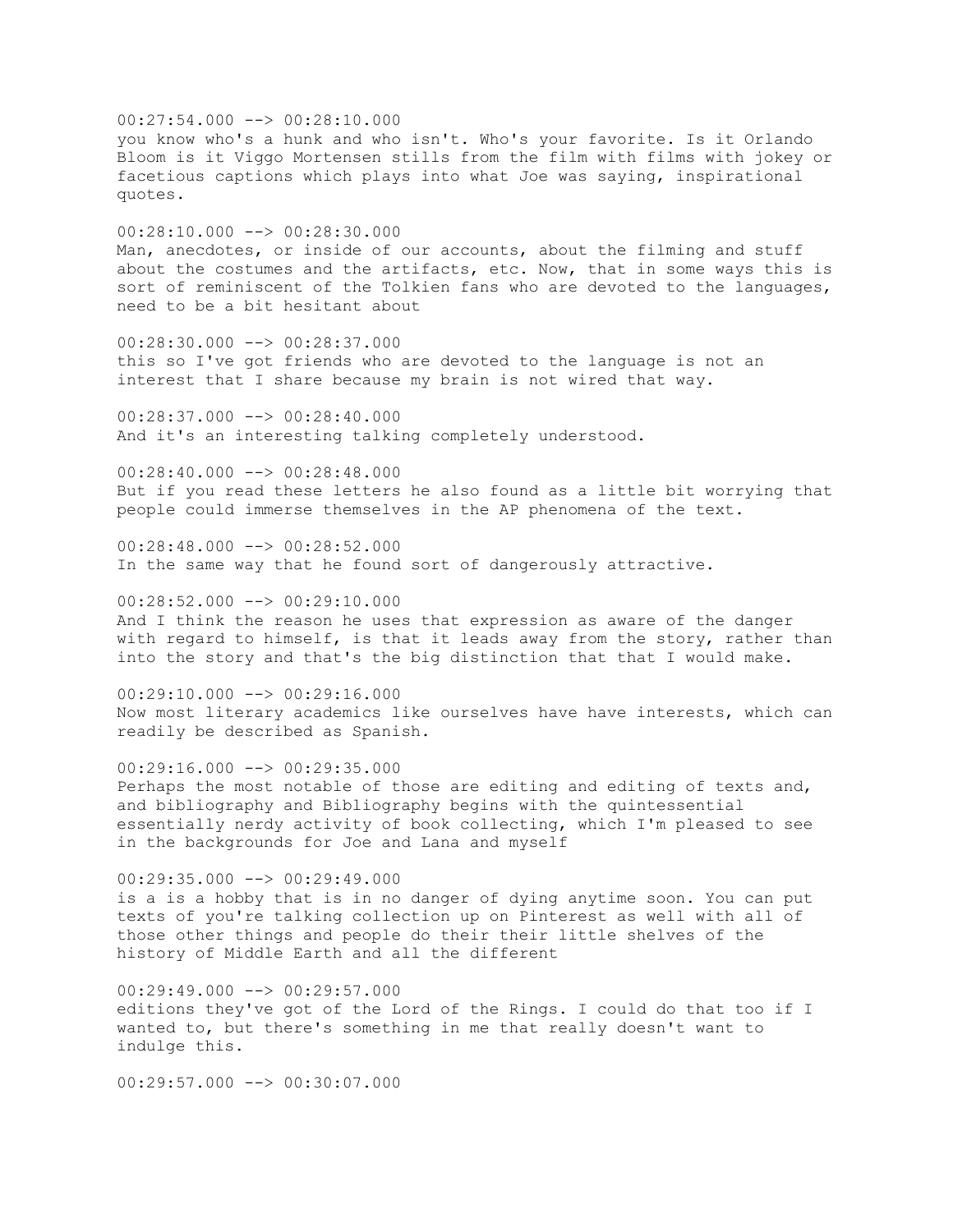00:27:54.000 --> 00:28:10.000
you know who's a hunk and who isn't. Who's your favorite. Is it Orlando Bloom is it Viggo Mortensen stills from the film with films with jokey or facetious captions which plays into what Joe was saying, inspirational quotes.

00:28:10.000 --> 00:28:30.000
Man, anecdotes, or inside of our accounts, about the filming and stuff about the costumes and the artifacts, etc. Now, that in some ways this is sort of reminiscent of the Tolkien fans who are devoted to the languages, need to be a bit hesitant about

00:28:30.000 --> 00:28:37.000
this so I've got friends who are devoted to the language is not an interest that I share because my brain is not wired that way.

00:28:37.000 --> 00:28:40.000
And it's an interesting talking completely understood.

00:28:40.000 --> 00:28:48.000
But if you read these letters he also found as a little bit worrying that people could immerse themselves in the AP phenomena of the text.

00:28:48.000 --> 00:28:52.000
In the same way that he found sort of dangerously attractive.

00:28:52.000 --> 00:29:10.000
And I think the reason he uses that expression as aware of the danger with regard to himself, is that it leads away from the story, rather than into the story and that's the big distinction that that I would make.

00:29:10.000 --> 00:29:16.000
Now most literary academics like ourselves have have interests, which can readily be described as Spanish.

00:29:16.000 --> 00:29:35.000
Perhaps the most notable of those are editing and editing of texts and, and bibliography and Bibliography begins with the quintessential essentially nerdy activity of book collecting, which I'm pleased to see in the backgrounds for Joe and Lana and myself

00:29:35.000 --> 00:29:49.000
is a is a hobby that is in no danger of dying anytime soon. You can put texts of you're talking collection up on Pinterest as well with all of those other things and people do their their little shelves of the history of Middle Earth and all the different

00:29:49.000 --> 00:29:57.000
editions they've got of the Lord of the Rings. I could do that too if I wanted to, but there's something in me that really doesn't want to indulge this.

00:29:57.000 --> 00:30:07.000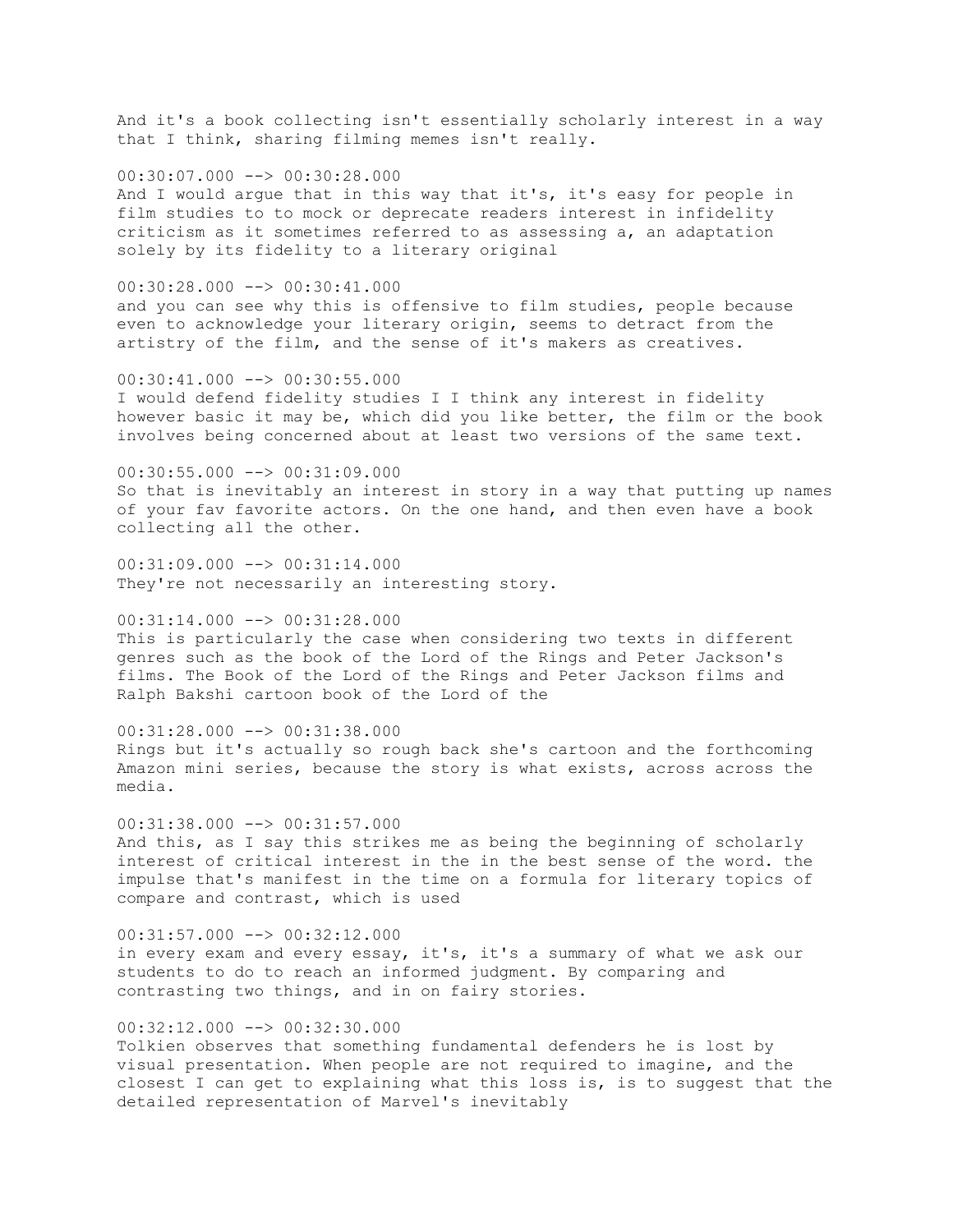And it's a book collecting isn't essentially scholarly interest in a way that I think, sharing filming memes isn't really.

00:30:07.000 --> 00:30:28.000
And I would argue that in this way that it's, it's easy for people in film studies to to mock or deprecate readers interest in infidelity criticism as it sometimes referred to as assessing a, an adaptation solely by its fidelity to a literary original

00:30:28.000 --> 00:30:41.000
and you can see why this is offensive to film studies, people because even to acknowledge your literary origin, seems to detract from the artistry of the film, and the sense of it's makers as creatives.

00:30:41.000 --> 00:30:55.000
I would defend fidelity studies I I think any interest in fidelity however basic it may be, which did you like better, the film or the book involves being concerned about at least two versions of the same text.

00:30:55.000 --> 00:31:09.000
So that is inevitably an interest in story in a way that putting up names of your fav favorite actors. On the one hand, and then even have a book collecting all the other.

00:31:09.000 --> 00:31:14.000
They're not necessarily an interesting story.

00:31:14.000 --> 00:31:28.000
This is particularly the case when considering two texts in different genres such as the book of the Lord of the Rings and Peter Jackson's films. The Book of the Lord of the Rings and Peter Jackson films and Ralph Bakshi cartoon book of the Lord of the

00:31:28.000 --> 00:31:38.000
Rings but it's actually so rough back she's cartoon and the forthcoming Amazon mini series, because the story is what exists, across across the media.

00:31:38.000 --> 00:31:57.000
And this, as I say this strikes me as being the beginning of scholarly interest of critical interest in the in the best sense of the word. the impulse that's manifest in the time on a formula for literary topics of compare and contrast, which is used

00:31:57.000 --> 00:32:12.000
in every exam and every essay, it's, it's a summary of what we ask our students to do to reach an informed judgment. By comparing and contrasting two things, and in on fairy stories.

00:32:12.000 --> 00:32:30.000
Tolkien observes that something fundamental defenders he is lost by visual presentation. When people are not required to imagine, and the closest I can get to explaining what this loss is, is to suggest that the detailed representation of Marvel's inevitably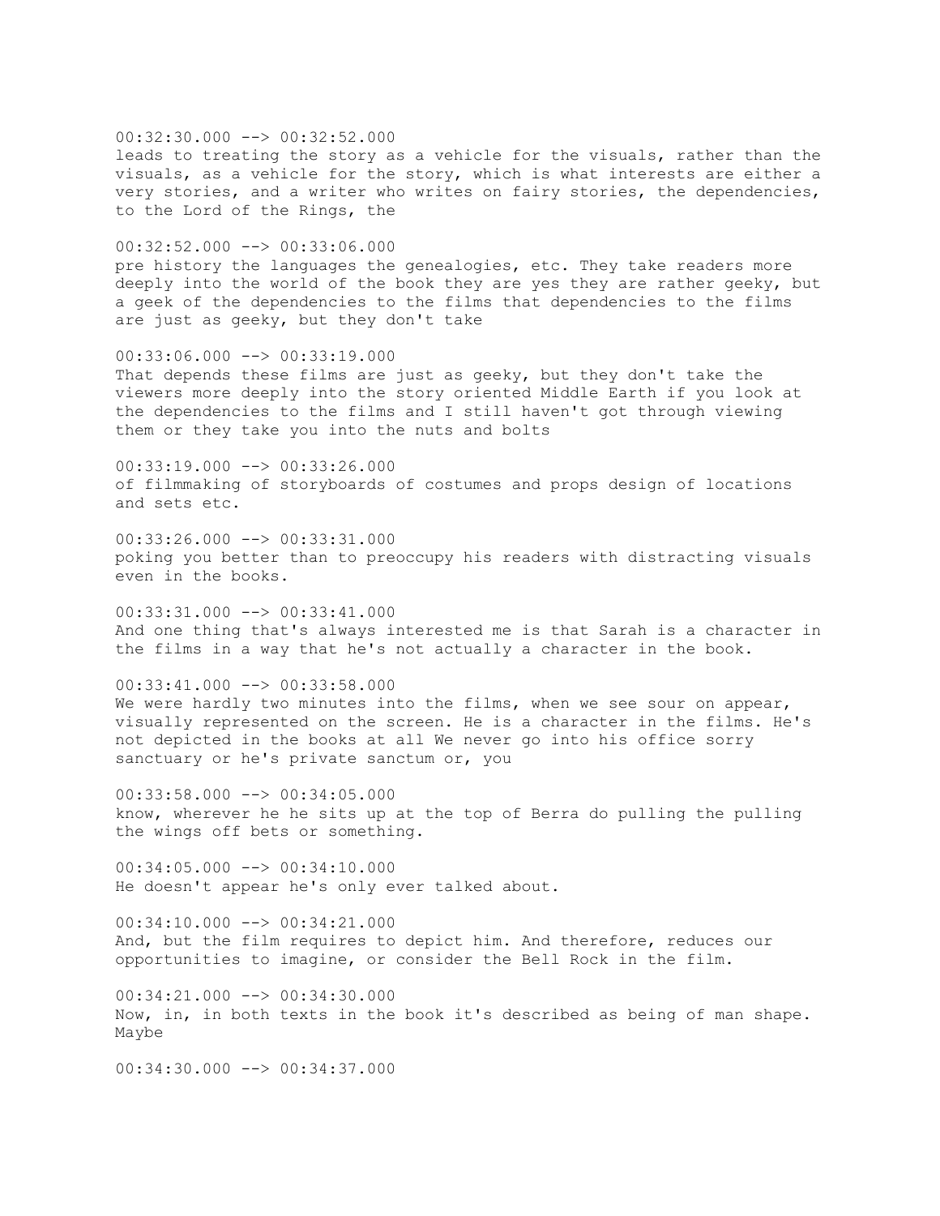00:32:30.000 --> 00:32:52.000
leads to treating the story as a vehicle for the visuals, rather than the visuals, as a vehicle for the story, which is what interests are either a very stories, and a writer who writes on fairy stories, the dependencies, to the Lord of the Rings, the

00:32:52.000 --> 00:33:06.000
pre history the languages the genealogies, etc. They take readers more deeply into the world of the book they are yes they are rather geeky, but a geek of the dependencies to the films that dependencies to the films are just as geeky, but they don't take

00:33:06.000 --> 00:33:19.000
That depends these films are just as geeky, but they don't take the viewers more deeply into the story oriented Middle Earth if you look at the dependencies to the films and I still haven't got through viewing them or they take you into the nuts and bolts

00:33:19.000 --> 00:33:26.000
of filmmaking of storyboards of costumes and props design of locations and sets etc.

00:33:26.000 --> 00:33:31.000
poking you better than to preoccupy his readers with distracting visuals even in the books.

00:33:31.000 --> 00:33:41.000
And one thing that's always interested me is that Sarah is a character in the films in a way that he's not actually a character in the book.

00:33:41.000 --> 00:33:58.000
We were hardly two minutes into the films, when we see sour on appear, visually represented on the screen. He is a character in the films. He's not depicted in the books at all We never go into his office sorry sanctuary or he's private sanctum or, you

00:33:58.000 --> 00:34:05.000
know, wherever he he sits up at the top of Berra do pulling the pulling the wings off bets or something.

00:34:05.000 --> 00:34:10.000
He doesn't appear he's only ever talked about.

00:34:10.000 --> 00:34:21.000
And, but the film requires to depict him. And therefore, reduces our opportunities to imagine, or consider the Bell Rock in the film.

00:34:21.000 --> 00:34:30.000
Now, in, in both texts in the book it's described as being of man shape. Maybe

00:34:30.000 --> 00:34:37.000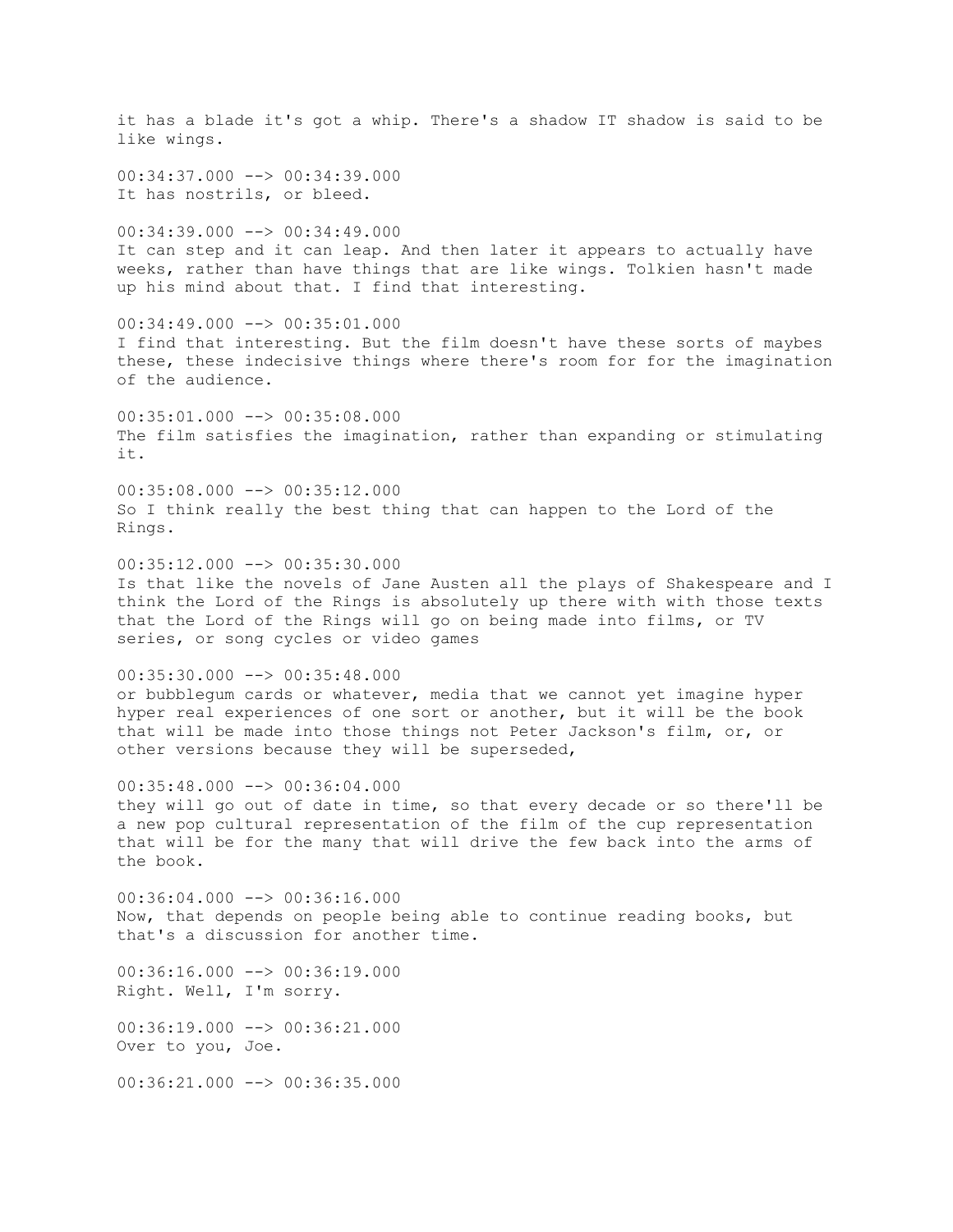it has a blade it's got a whip. There's a shadow IT shadow is said to be like wings.

00:34:37.000 --> 00:34:39.000
It has nostrils, or bleed.

00:34:39.000 --> 00:34:49.000
It can step and it can leap. And then later it appears to actually have weeks, rather than have things that are like wings. Tolkien hasn't made up his mind about that. I find that interesting.

00:34:49.000 --> 00:35:01.000
I find that interesting. But the film doesn't have these sorts of maybes these, these indecisive things where there's room for for the imagination of the audience.

00:35:01.000 --> 00:35:08.000
The film satisfies the imagination, rather than expanding or stimulating it.

00:35:08.000 --> 00:35:12.000
So I think really the best thing that can happen to the Lord of the Rings.

00:35:12.000 --> 00:35:30.000
Is that like the novels of Jane Austen all the plays of Shakespeare and I think the Lord of the Rings is absolutely up there with with those texts that the Lord of the Rings will go on being made into films, or TV series, or song cycles or video games

00:35:30.000 --> 00:35:48.000
or bubblegum cards or whatever, media that we cannot yet imagine hyper hyper real experiences of one sort or another, but it will be the book that will be made into those things not Peter Jackson's film, or, or other versions because they will be superseded,

00:35:48.000 --> 00:36:04.000
they will go out of date in time, so that every decade or so there'll be a new pop cultural representation of the film of the cup representation that will be for the many that will drive the few back into the arms of the book.

00:36:04.000 --> 00:36:16.000
Now, that depends on people being able to continue reading books, but that's a discussion for another time.

00:36:16.000 --> 00:36:19.000
Right. Well, I'm sorry.

00:36:19.000 --> 00:36:21.000
Over to you, Joe.

00:36:21.000 --> 00:36:35.000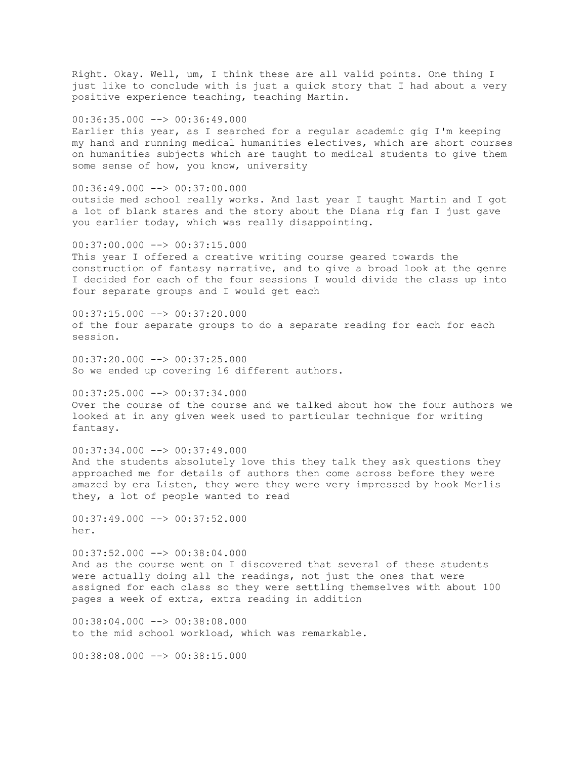Right. Okay. Well, um, I think these are all valid points. One thing I just like to conclude with is just a quick story that I had about a very positive experience teaching, teaching Martin.

00:36:35.000 --> 00:36:49.000
Earlier this year, as I searched for a regular academic gig I'm keeping my hand and running medical humanities electives, which are short courses on humanities subjects which are taught to medical students to give them some sense of how, you know, university

00:36:49.000 --> 00:37:00.000
outside med school really works. And last year I taught Martin and I got a lot of blank stares and the story about the Diana rig fan I just gave you earlier today, which was really disappointing.

00:37:00.000 --> 00:37:15.000
This year I offered a creative writing course geared towards the construction of fantasy narrative, and to give a broad look at the genre I decided for each of the four sessions I would divide the class up into four separate groups and I would get each

00:37:15.000 --> 00:37:20.000
of the four separate groups to do a separate reading for each for each session.

00:37:20.000 --> 00:37:25.000
So we ended up covering 16 different authors.

00:37:25.000 --> 00:37:34.000
Over the course of the course and we talked about how the four authors we looked at in any given week used to particular technique for writing fantasy.

00:37:34.000 --> 00:37:49.000
And the students absolutely love this they talk they ask questions they approached me for details of authors then come across before they were amazed by era Listen, they were they were very impressed by hook Merlis they, a lot of people wanted to read

00:37:49.000 --> 00:37:52.000
her.

00:37:52.000 --> 00:38:04.000
And as the course went on I discovered that several of these students were actually doing all the readings, not just the ones that were assigned for each class so they were settling themselves with about 100 pages a week of extra, extra reading in addition

00:38:04.000 --> 00:38:08.000
to the mid school workload, which was remarkable.

00:38:08.000 --> 00:38:15.000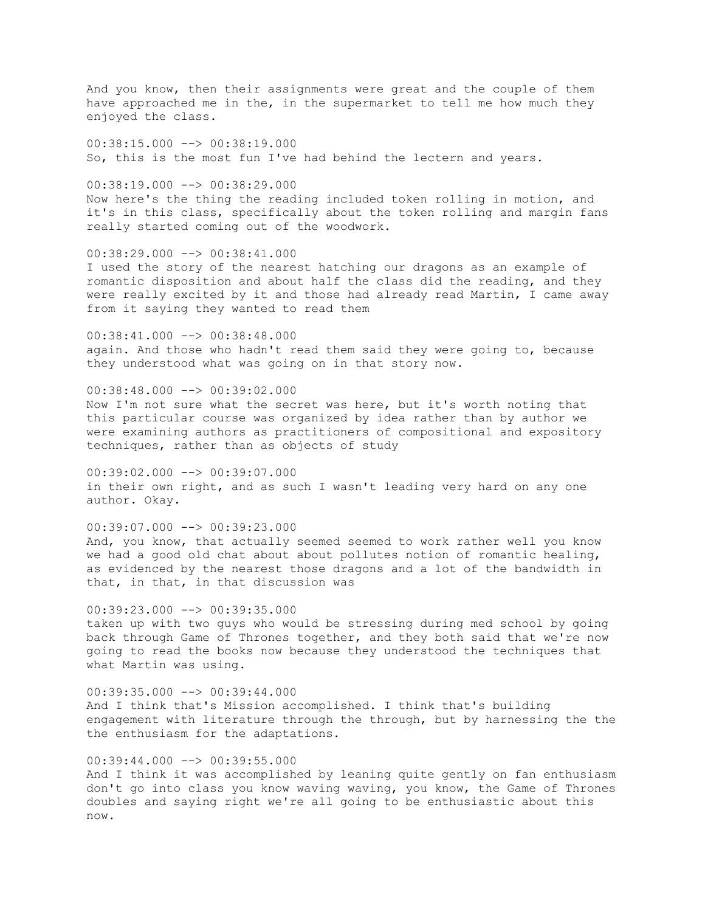And you know, then their assignments were great and the couple of them have approached me in the, in the supermarket to tell me how much they enjoyed the class.

00:38:15.000 --> 00:38:19.000
So, this is the most fun I've had behind the lectern and years.

00:38:19.000 --> 00:38:29.000
Now here's the thing the reading included token rolling in motion, and it's in this class, specifically about the token rolling and margin fans really started coming out of the woodwork.

00:38:29.000 --> 00:38:41.000
I used the story of the nearest hatching our dragons as an example of romantic disposition and about half the class did the reading, and they were really excited by it and those had already read Martin, I came away from it saying they wanted to read them

00:38:41.000 --> 00:38:48.000
again. And those who hadn't read them said they were going to, because they understood what was going on in that story now.

00:38:48.000 --> 00:39:02.000
Now I'm not sure what the secret was here, but it's worth noting that this particular course was organized by idea rather than by author we were examining authors as practitioners of compositional and expository techniques, rather than as objects of study

00:39:02.000 --> 00:39:07.000
in their own right, and as such I wasn't leading very hard on any one author. Okay.

00:39:07.000 --> 00:39:23.000
And, you know, that actually seemed seemed to work rather well you know we had a good old chat about about pollutes notion of romantic healing, as evidenced by the nearest those dragons and a lot of the bandwidth in that, in that, in that discussion was

00:39:23.000 --> 00:39:35.000
taken up with two guys who would be stressing during med school by going back through Game of Thrones together, and they both said that we're now going to read the books now because they understood the techniques that what Martin was using.

00:39:35.000 --> 00:39:44.000
And I think that's Mission accomplished. I think that's building engagement with literature through the through, but by harnessing the the the enthusiasm for the adaptations.

00:39:44.000 --> 00:39:55.000
And I think it was accomplished by leaning quite gently on fan enthusiasm don't go into class you know waving waving, you know, the Game of Thrones doubles and saying right we're all going to be enthusiastic about this now.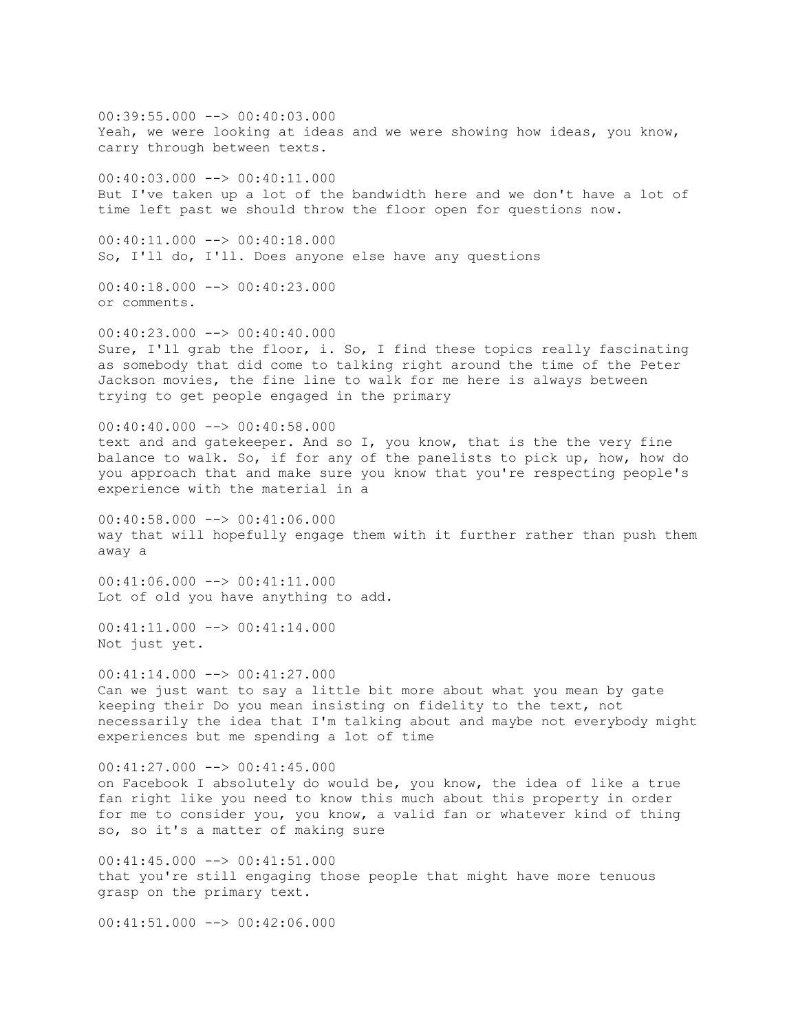00:39:55.000 --> 00:40:03.000
Yeah, we were looking at ideas and we were showing how ideas, you know, carry through between texts.

00:40:03.000 --> 00:40:11.000
But I've taken up a lot of the bandwidth here and we don't have a lot of time left past we should throw the floor open for questions now.

00:40:11.000 --> 00:40:18.000
So, I'll do, I'll. Does anyone else have any questions

00:40:18.000 --> 00:40:23.000
or comments.

00:40:23.000 --> 00:40:40.000
Sure, I'll grab the floor, i. So, I find these topics really fascinating as somebody that did come to talking right around the time of the Peter Jackson movies, the fine line to walk for me here is always between trying to get people engaged in the primary

00:40:40.000 --> 00:40:58.000
text and and gatekeeper. And so I, you know, that is the the very fine balance to walk. So, if for any of the panelists to pick up, how, how do you approach that and make sure you know that you're respecting people's experience with the material in a

00:40:58.000 --> 00:41:06.000
way that will hopefully engage them with it further rather than push them away a

00:41:06.000 --> 00:41:11.000
Lot of old you have anything to add.

00:41:11.000 --> 00:41:14.000
Not just yet.

00:41:14.000 --> 00:41:27.000
Can we just want to say a little bit more about what you mean by gate keeping their Do you mean insisting on fidelity to the text, not necessarily the idea that I'm talking about and maybe not everybody might experiences but me spending a lot of time

00:41:27.000 --> 00:41:45.000
on Facebook I absolutely do would be, you know, the idea of like a true fan right like you need to know this much about this property in order for me to consider you, you know, a valid fan or whatever kind of thing so, so it's a matter of making sure

00:41:45.000 --> 00:41:51.000
that you're still engaging those people that might have more tenuous grasp on the primary text.

00:41:51.000 --> 00:42:06.000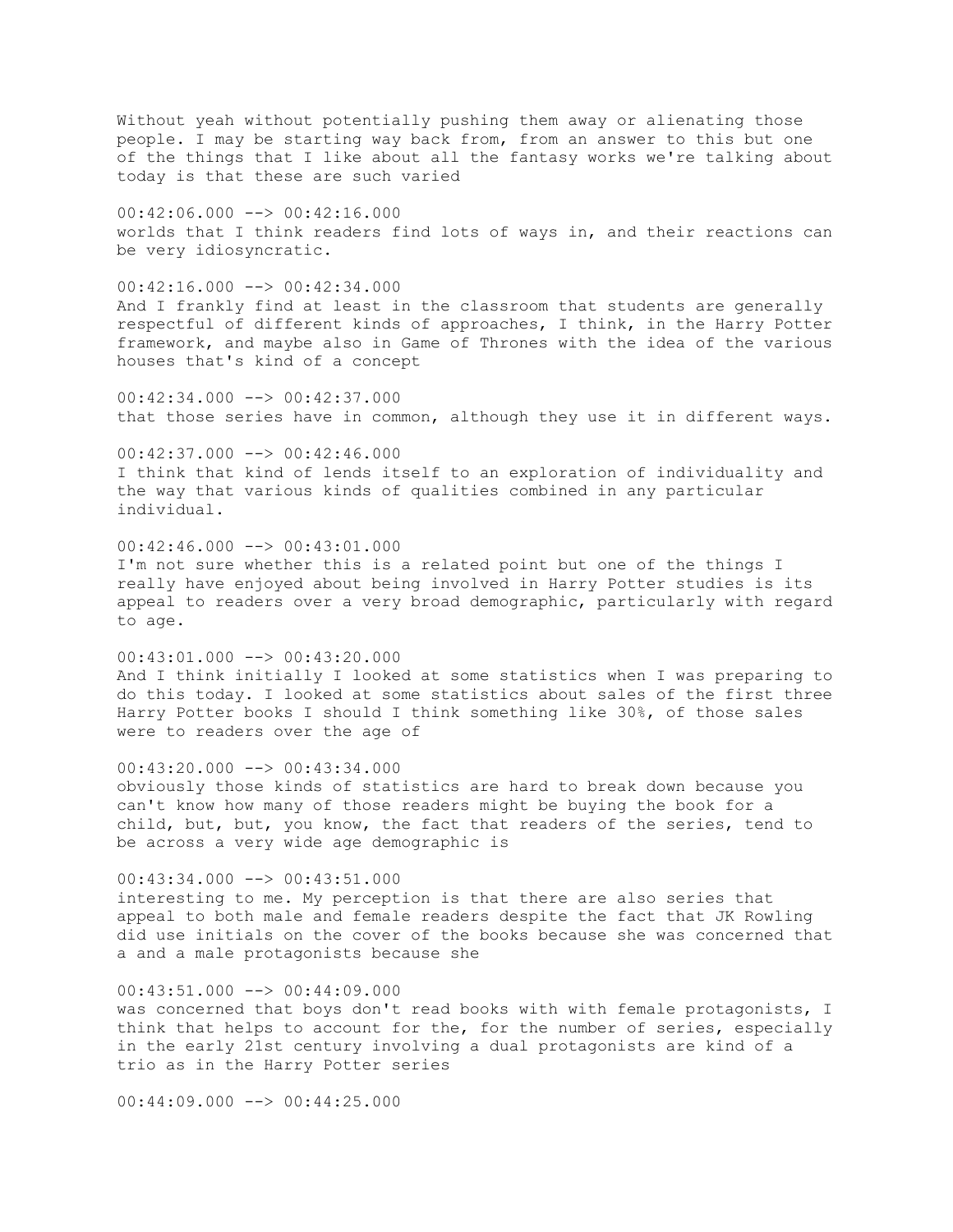Without yeah without potentially pushing them away or alienating those people. I may be starting way back from, from an answer to this but one of the things that I like about all the fantasy works we're talking about today is that these are such varied

00:42:06.000 --> 00:42:16.000
worlds that I think readers find lots of ways in, and their reactions can be very idiosyncratic.

00:42:16.000 --> 00:42:34.000
And I frankly find at least in the classroom that students are generally respectful of different kinds of approaches, I think, in the Harry Potter framework, and maybe also in Game of Thrones with the idea of the various houses that's kind of a concept

00:42:34.000 --> 00:42:37.000
that those series have in common, although they use it in different ways.

00:42:37.000 --> 00:42:46.000
I think that kind of lends itself to an exploration of individuality and the way that various kinds of qualities combined in any particular individual.

00:42:46.000 --> 00:43:01.000
I'm not sure whether this is a related point but one of the things I really have enjoyed about being involved in Harry Potter studies is its appeal to readers over a very broad demographic, particularly with regard to age.

00:43:01.000 --> 00:43:20.000
And I think initially I looked at some statistics when I was preparing to do this today. I looked at some statistics about sales of the first three Harry Potter books I should I think something like 30%, of those sales were to readers over the age of

00:43:20.000 --> 00:43:34.000
obviously those kinds of statistics are hard to break down because you can't know how many of those readers might be buying the book for a child, but, but, you know, the fact that readers of the series, tend to be across a very wide age demographic is

00:43:34.000 --> 00:43:51.000
interesting to me. My perception is that there are also series that appeal to both male and female readers despite the fact that JK Rowling did use initials on the cover of the books because she was concerned that a and a male protagonists because she

00:43:51.000 --> 00:44:09.000
was concerned that boys don't read books with with female protagonists, I think that helps to account for the, for the number of series, especially in the early 21st century involving a dual protagonists are kind of a trio as in the Harry Potter series

00:44:09.000 --> 00:44:25.000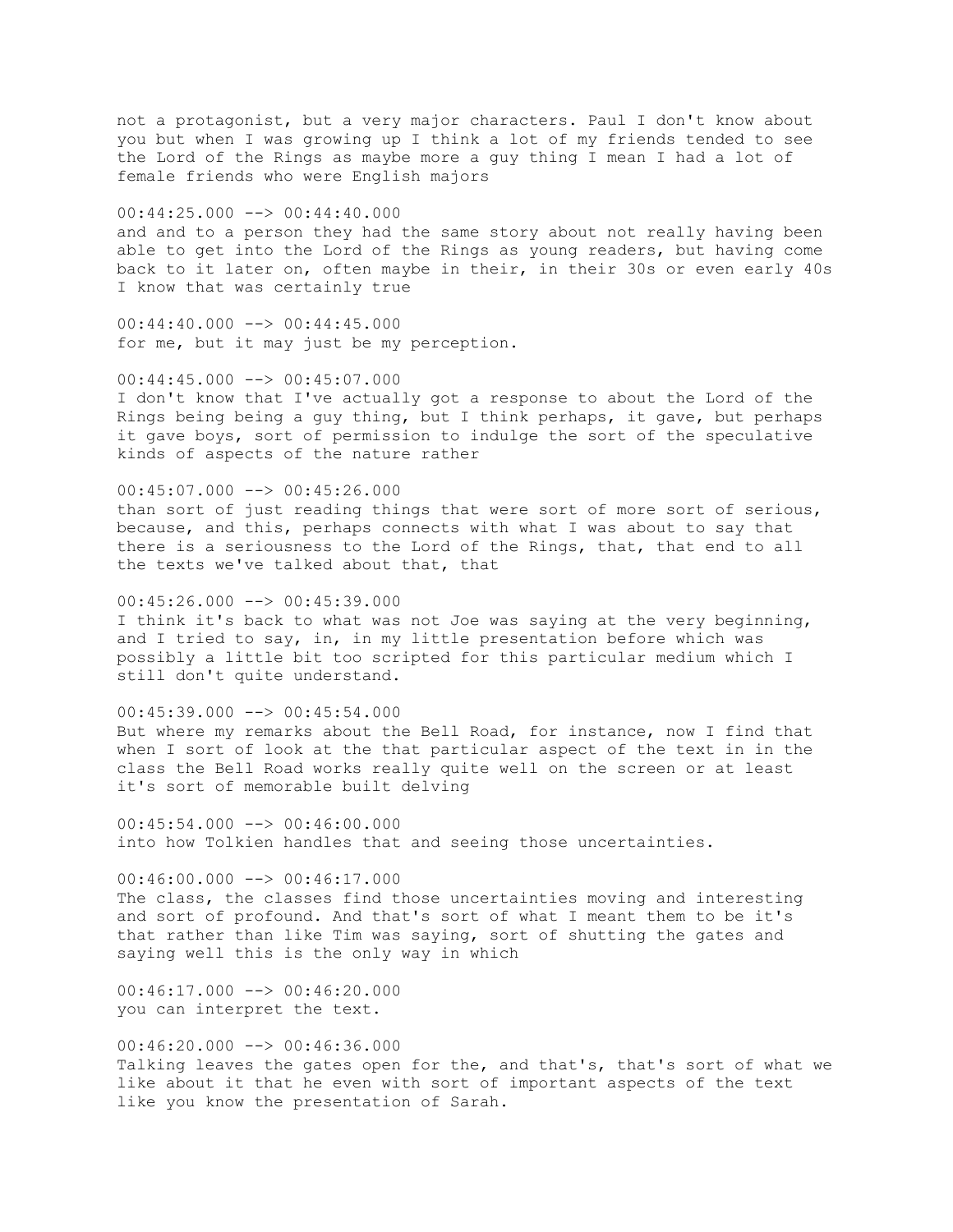not a protagonist, but a very major characters. Paul I don't know about you but when I was growing up I think a lot of my friends tended to see the Lord of the Rings as maybe more a guy thing I mean I had a lot of female friends who were English majors

00:44:25.000 --> 00:44:40.000
and and to a person they had the same story about not really having been able to get into the Lord of the Rings as young readers, but having come back to it later on, often maybe in their, in their 30s or even early 40s I know that was certainly true

00:44:40.000 --> 00:44:45.000
for me, but it may just be my perception.

00:44:45.000 --> 00:45:07.000
I don't know that I've actually got a response to about the Lord of the Rings being being a guy thing, but I think perhaps, it gave, but perhaps it gave boys, sort of permission to indulge the sort of the speculative kinds of aspects of the nature rather

00:45:07.000 --> 00:45:26.000
than sort of just reading things that were sort of more sort of serious, because, and this, perhaps connects with what I was about to say that there is a seriousness to the Lord of the Rings, that, that end to all the texts we've talked about that, that

00:45:26.000 --> 00:45:39.000
I think it's back to what was not Joe was saying at the very beginning, and I tried to say, in, in my little presentation before which was possibly a little bit too scripted for this particular medium which I still don't quite understand.

00:45:39.000 --> 00:45:54.000
But where my remarks about the Bell Road, for instance, now I find that when I sort of look at the that particular aspect of the text in in the class the Bell Road works really quite well on the screen or at least it's sort of memorable built delving

00:45:54.000 --> 00:46:00.000
into how Tolkien handles that and seeing those uncertainties.

00:46:00.000 --> 00:46:17.000
The class, the classes find those uncertainties moving and interesting and sort of profound. And that's sort of what I meant them to be it's that rather than like Tim was saying, sort of shutting the gates and saying well this is the only way in which

00:46:17.000 --> 00:46:20.000
you can interpret the text.

00:46:20.000 --> 00:46:36.000
Talking leaves the gates open for the, and that's, that's sort of what we like about it that he even with sort of important aspects of the text like you know the presentation of Sarah.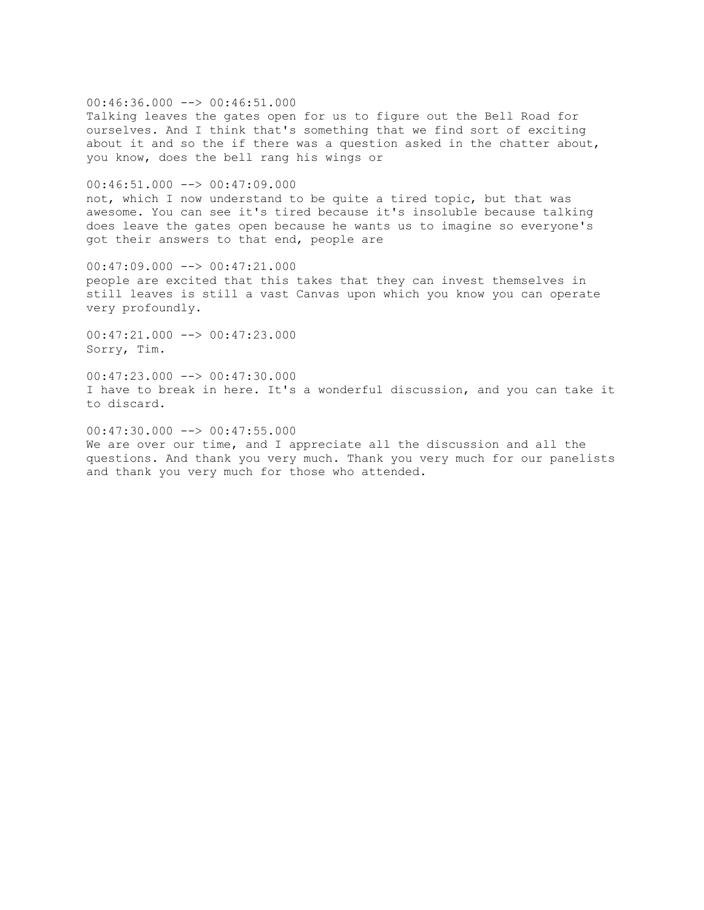00:46:36.000 --> 00:46:51.000
Talking leaves the gates open for us to figure out the Bell Road for ourselves. And I think that's something that we find sort of exciting about it and so the if there was a question asked in the chatter about, you know, does the bell rang his wings or

00:46:51.000 --> 00:47:09.000
not, which I now understand to be quite a tired topic, but that was awesome. You can see it's tired because it's insoluble because talking does leave the gates open because he wants us to imagine so everyone's got their answers to that end, people are

00:47:09.000 --> 00:47:21.000
people are excited that this takes that they can invest themselves in still leaves is still a vast Canvas upon which you know you can operate very profoundly.

00:47:21.000 --> 00:47:23.000
Sorry, Tim.

00:47:23.000 --> 00:47:30.000
I have to break in here. It's a wonderful discussion, and you can take it to discard.

00:47:30.000 --> 00:47:55.000
We are over our time, and I appreciate all the discussion and all the questions. And thank you very much. Thank you very much for our panelists and thank you very much for those who attended.